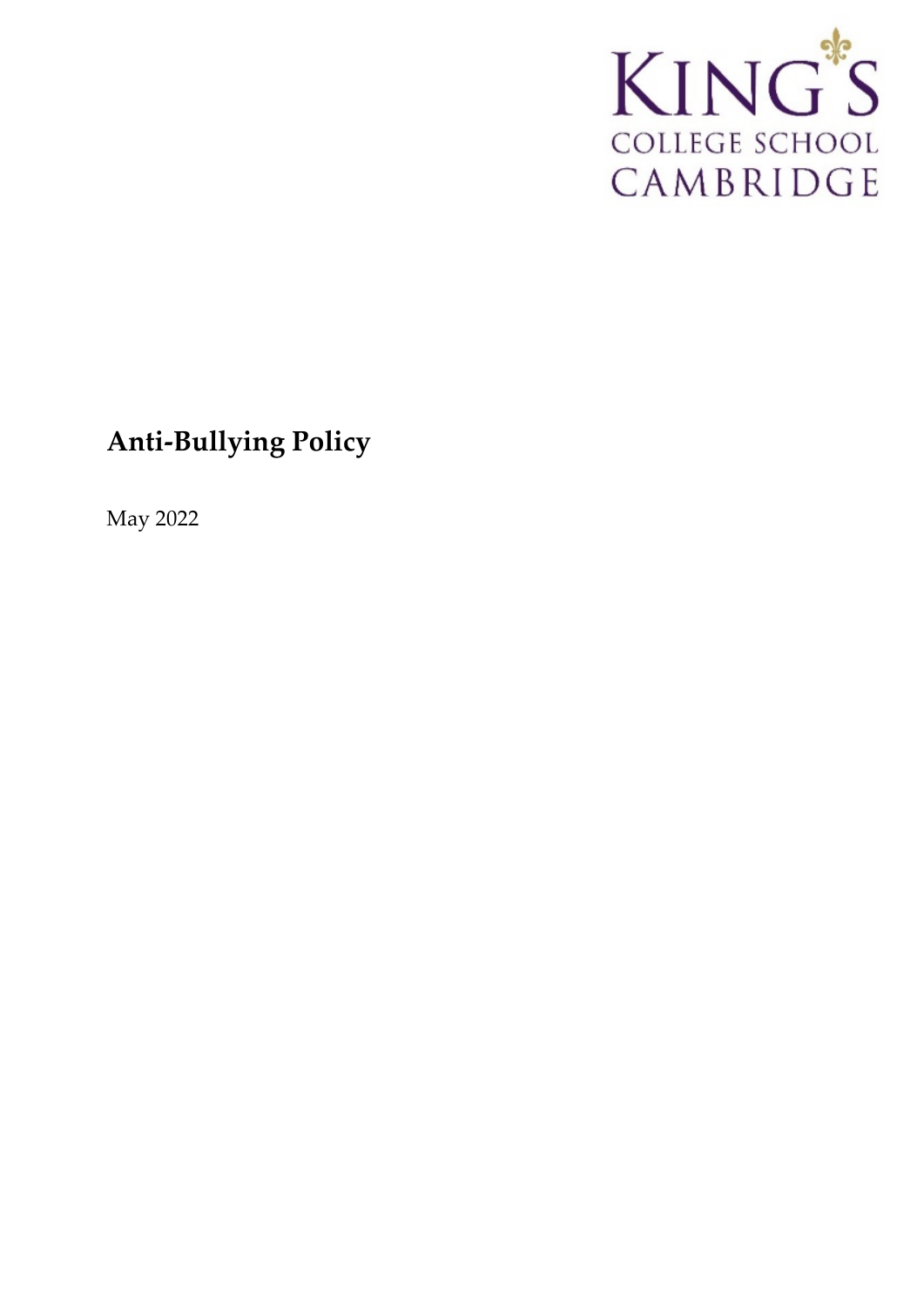KING'S
COLLEGE SCHOOL
CAMBRIDGE

# Anti-Bullying Policy

May 2022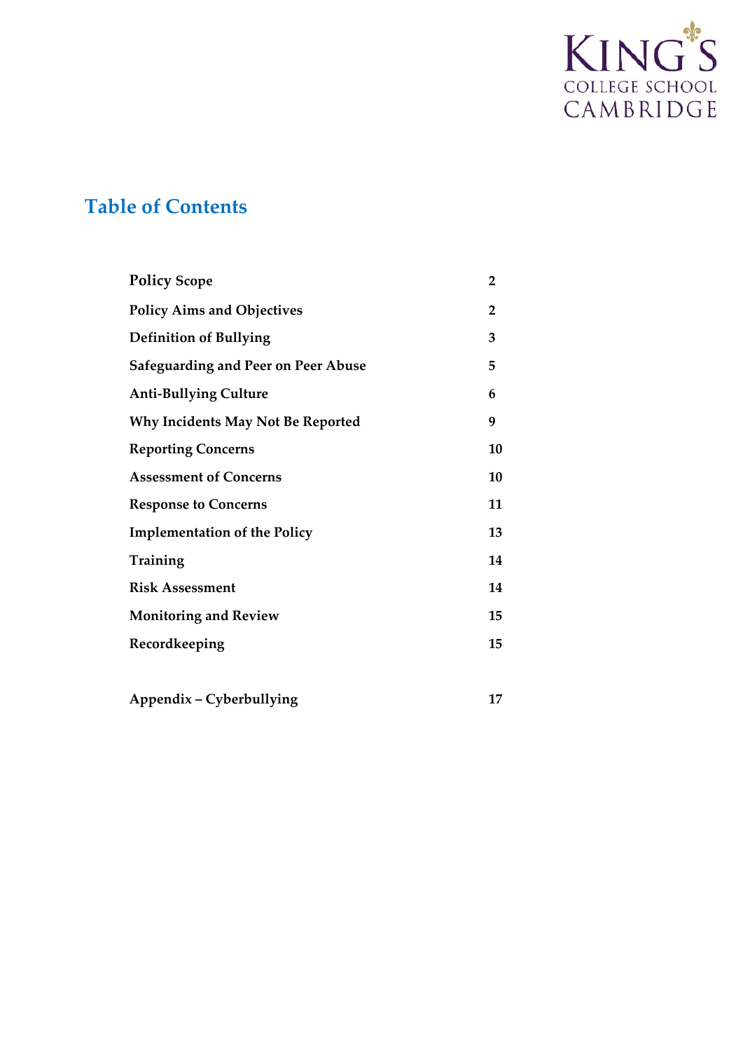## Table of Contents

| | |
|---|---|
| **Policy Scope** | **2** |
| **Policy Aims and Objectives** | **2** |
| **Definition of Bullying** | **3** |
| **Safeguarding and Peer on Peer Abuse** | **5** |
| **Anti-Bullying Culture** | **6** |
| **Why Incidents May Not Be Reported** | **9** |
| **Reporting Concerns** | **10** |
| **Assessment of Concerns** | **10** |
| **Response to Concerns** | **11** |
| **Implementation of the Policy** | **13** |
| **Training** | **14** |
| **Risk Assessment** | **14** |
| **Monitoring and Review** | **15** |
| **Recordkeeping** | **15** |
| **Appendix – Cyberbullying** | **17** |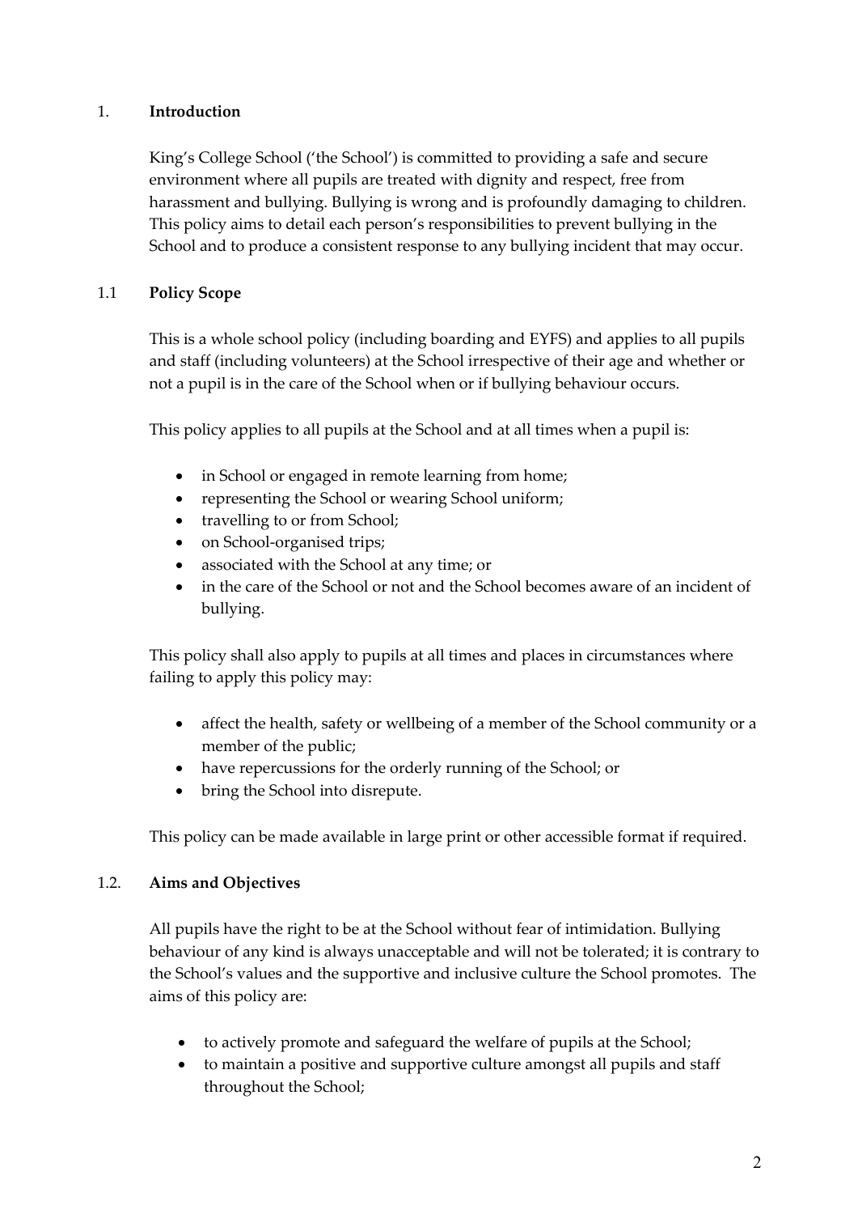## 1. Introduction

King's College School ('the School') is committed to providing a safe and secure environment where all pupils are treated with dignity and respect, free from harassment and bullying. Bullying is wrong and is profoundly damaging to children. This policy aims to detail each person's responsibilities to prevent bullying in the School and to produce a consistent response to any bullying incident that may occur.

### 1.1 Policy Scope

This is a whole school policy (including boarding and EYFS) and applies to all pupils and staff (including volunteers) at the School irrespective of their age and whether or not a pupil is in the care of the School when or if bullying behaviour occurs.

This policy applies to all pupils at the School and at all times when a pupil is:

- in School or engaged in remote learning from home;
- representing the School or wearing School uniform;
- travelling to or from School;
- on School-organised trips;
- associated with the School at any time; or
- in the care of the School or not and the School becomes aware of an incident of bullying.

This policy shall also apply to pupils at all times and places in circumstances where failing to apply this policy may:

- affect the health, safety or wellbeing of a member of the School community or a member of the public;
- have repercussions for the orderly running of the School; or
- bring the School into disrepute.

This policy can be made available in large print or other accessible format if required.

### 1.2. Aims and Objectives

All pupils have the right to be at the School without fear of intimidation. Bullying behaviour of any kind is always unacceptable and will not be tolerated; it is contrary to the School's values and the supportive and inclusive culture the School promotes. The aims of this policy are:

- to actively promote and safeguard the welfare of pupils at the School;
- to maintain a positive and supportive culture amongst all pupils and staff throughout the School;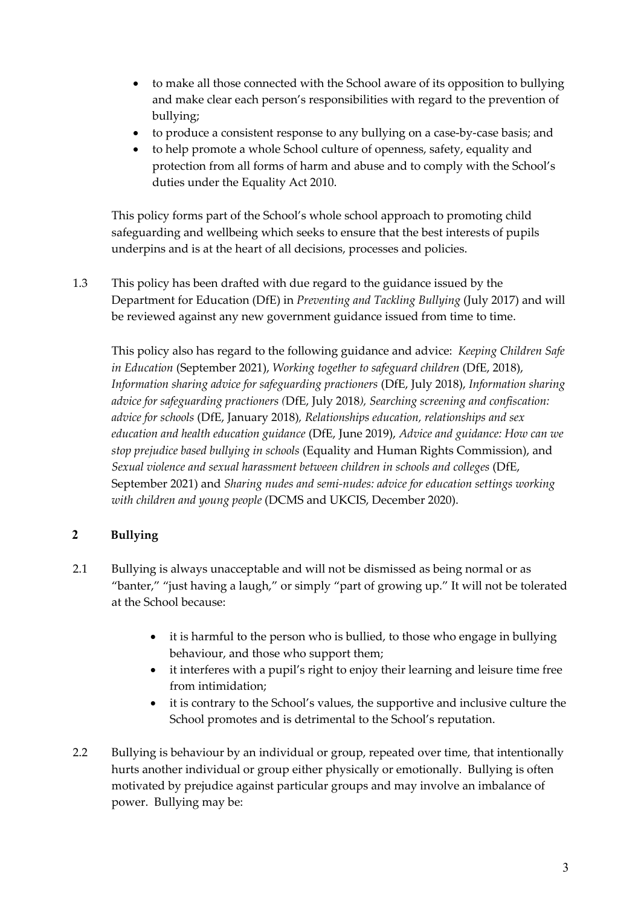- to make all those connected with the School aware of its opposition to bullying and make clear each person's responsibilities with regard to the prevention of bullying;
- to produce a consistent response to any bullying on a case-by-case basis; and
- to help promote a whole School culture of openness, safety, equality and protection from all forms of harm and abuse and to comply with the School's duties under the Equality Act 2010.

This policy forms part of the School's whole school approach to promoting child safeguarding and wellbeing which seeks to ensure that the best interests of pupils underpins and is at the heart of all decisions, processes and policies.

1.3 This policy has been drafted with due regard to the guidance issued by the Department for Education (DfE) in *Preventing and Tackling Bullying* (July 2017) and will be reviewed against any new government guidance issued from time to time.

This policy also has regard to the following guidance and advice: *Keeping Children Safe in Education* (September 2021), *Working together to safeguard children* (DfE, 2018), *Information sharing advice for safeguarding practioners* (DfE, July 2018), *Information sharing advice for safeguarding practioners (*DfE, July 2018*), Searching screening and confiscation: advice for schools* (DfE, January 2018)*, Relationships education, relationships and sex education and health education guidance* (DfE, June 2019), *Advice and guidance: How can we stop prejudice based bullying in schools* (Equality and Human Rights Commission), and *Sexual violence and sexual harassment between children in schools and colleges* (DfE, September 2021) and *Sharing nudes and semi-nudes: advice for education settings working with children and young people* (DCMS and UKCIS, December 2020).

## 2 Bullying

2.1 Bullying is always unacceptable and will not be dismissed as being normal or as "banter," "just having a laugh," or simply "part of growing up." It will not be tolerated at the School because:

- it is harmful to the person who is bullied, to those who engage in bullying behaviour, and those who support them;
- it interferes with a pupil's right to enjoy their learning and leisure time free from intimidation;
- it is contrary to the School's values, the supportive and inclusive culture the School promotes and is detrimental to the School's reputation.

2.2 Bullying is behaviour by an individual or group, repeated over time, that intentionally hurts another individual or group either physically or emotionally. Bullying is often motivated by prejudice against particular groups and may involve an imbalance of power. Bullying may be: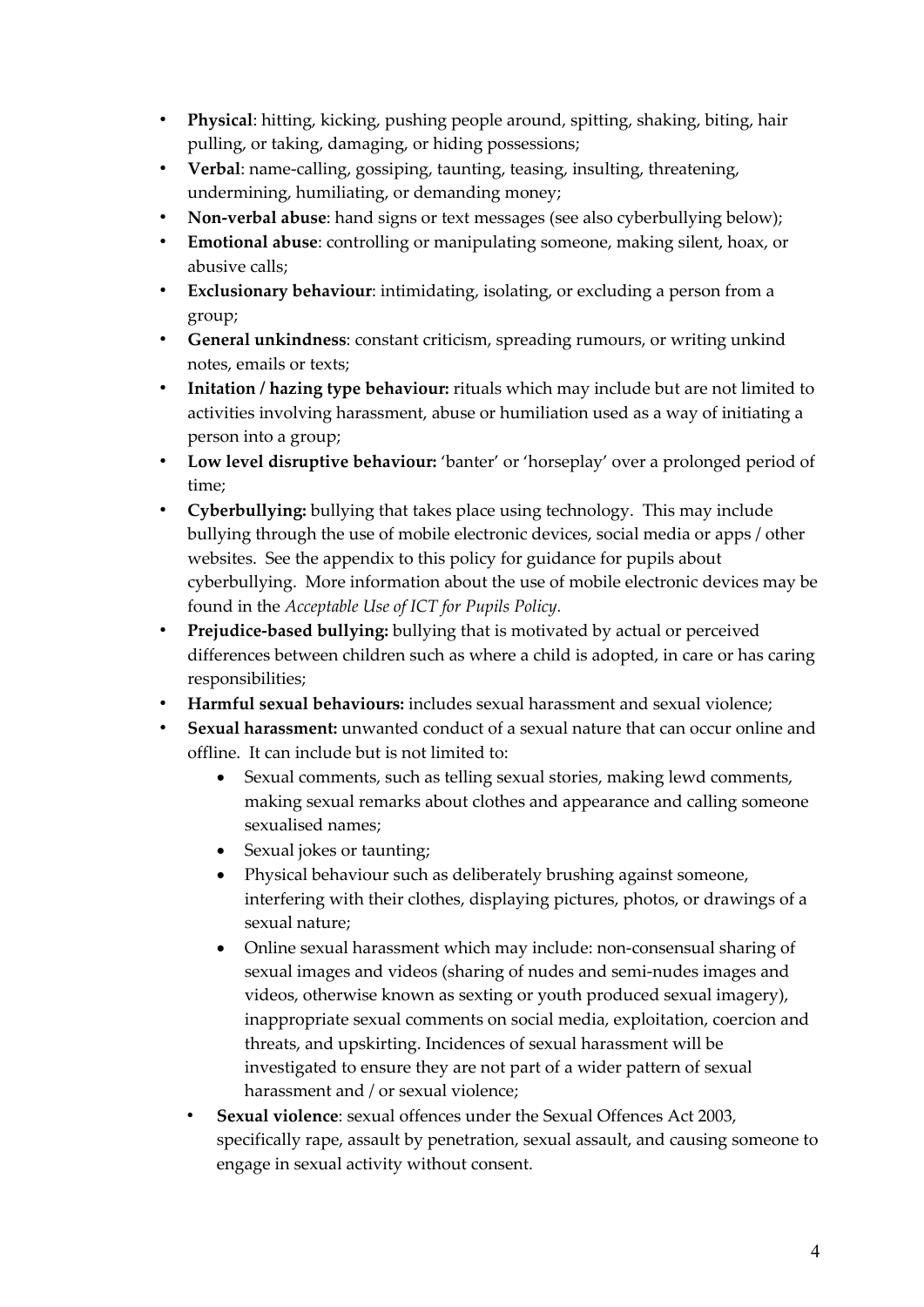- **Physical**: hitting, kicking, pushing people around, spitting, shaking, biting, hair pulling, or taking, damaging, or hiding possessions;
- **Verbal**: name-calling, gossiping, taunting, teasing, insulting, threatening, undermining, humiliating, or demanding money;
- **Non-verbal abuse**: hand signs or text messages (see also cyberbullying below);
- **Emotional abuse**: controlling or manipulating someone, making silent, hoax, or abusive calls;
- **Exclusionary behaviour**: intimidating, isolating, or excluding a person from a group;
- **General unkindness**: constant criticism, spreading rumours, or writing unkind notes, emails or texts;
- **Initation / hazing type behaviour:** rituals which may include but are not limited to activities involving harassment, abuse or humiliation used as a way of initiating a person into a group;
- **Low level disruptive behaviour:** 'banter' or 'horseplay' over a prolonged period of time;
- **Cyberbullying:** bullying that takes place using technology. This may include bullying through the use of mobile electronic devices, social media or apps / other websites. See the appendix to this policy for guidance for pupils about cyberbullying. More information about the use of mobile electronic devices may be found in the *Acceptable Use of ICT for Pupils Policy.*
- **Prejudice-based bullying:** bullying that is motivated by actual or perceived differences between children such as where a child is adopted, in care or has caring responsibilities;
- **Harmful sexual behaviours:** includes sexual harassment and sexual violence;
- **Sexual harassment:** unwanted conduct of a sexual nature that can occur online and offline. It can include but is not limited to:
    - Sexual comments, such as telling sexual stories, making lewd comments, making sexual remarks about clothes and appearance and calling someone sexualised names;
    - Sexual jokes or taunting;
    - Physical behaviour such as deliberately brushing against someone, interfering with their clothes, displaying pictures, photos, or drawings of a sexual nature;
    - Online sexual harassment which may include: non-consensual sharing of sexual images and videos (sharing of nudes and semi-nudes images and videos, otherwise known as sexting or youth produced sexual imagery), inappropriate sexual comments on social media, exploitation, coercion and threats, and upskirting. Incidences of sexual harassment will be investigated to ensure they are not part of a wider pattern of sexual harassment and / or sexual violence;
- **Sexual violence**: sexual offences under the Sexual Offences Act 2003, specifically rape, assault by penetration, sexual assault, and causing someone to engage in sexual activity without consent.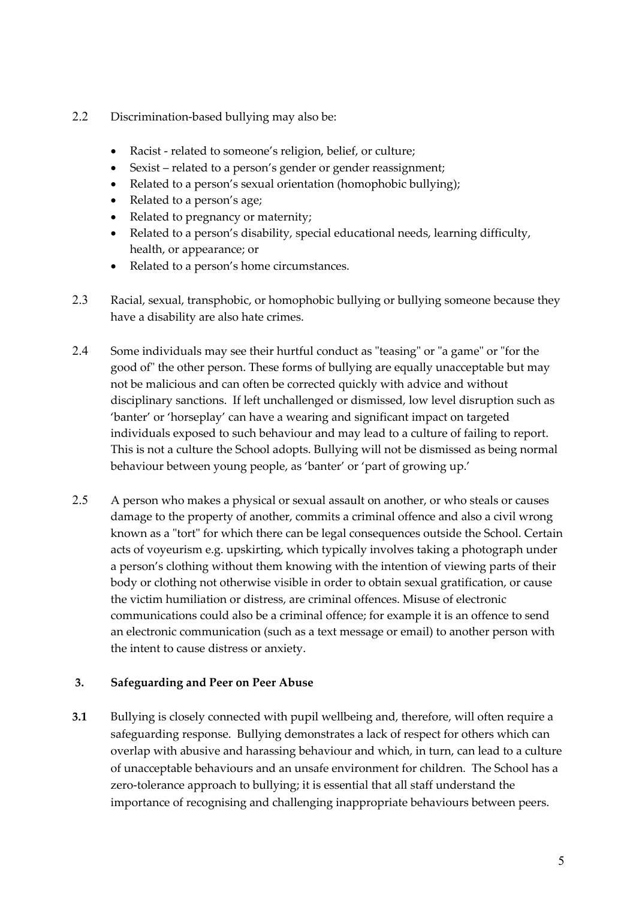2.2 Discrimination-based bullying may also be:

- Racist - related to someone's religion, belief, or culture;
- Sexist – related to a person's gender or gender reassignment;
- Related to a person's sexual orientation (homophobic bullying);
- Related to a person's age;
- Related to pregnancy or maternity;
- Related to a person's disability, special educational needs, learning difficulty, health, or appearance; or
- Related to a person's home circumstances.

2.3 Racial, sexual, transphobic, or homophobic bullying or bullying someone because they have a disability are also hate crimes.

2.4 Some individuals may see their hurtful conduct as "teasing" or "a game" or "for the good of" the other person. These forms of bullying are equally unacceptable but may not be malicious and can often be corrected quickly with advice and without disciplinary sanctions. If left unchallenged or dismissed, low level disruption such as 'banter' or 'horseplay' can have a wearing and significant impact on targeted individuals exposed to such behaviour and may lead to a culture of failing to report. This is not a culture the School adopts. Bullying will not be dismissed as being normal behaviour between young people, as 'banter' or 'part of growing up.'

2.5 A person who makes a physical or sexual assault on another, or who steals or causes damage to the property of another, commits a criminal offence and also a civil wrong known as a "tort" for which there can be legal consequences outside the School. Certain acts of voyeurism e.g. upskirting, which typically involves taking a photograph under a person's clothing without them knowing with the intention of viewing parts of their body or clothing not otherwise visible in order to obtain sexual gratification, or cause the victim humiliation or distress, are criminal offences. Misuse of electronic communications could also be a criminal offence; for example it is an offence to send an electronic communication (such as a text message or email) to another person with the intent to cause distress or anxiety.

## 3. Safeguarding and Peer on Peer Abuse

**3.1** Bullying is closely connected with pupil wellbeing and, therefore, will often require a safeguarding response. Bullying demonstrates a lack of respect for others which can overlap with abusive and harassing behaviour and which, in turn, can lead to a culture of unacceptable behaviours and an unsafe environment for children. The School has a zero-tolerance approach to bullying; it is essential that all staff understand the importance of recognising and challenging inappropriate behaviours between peers.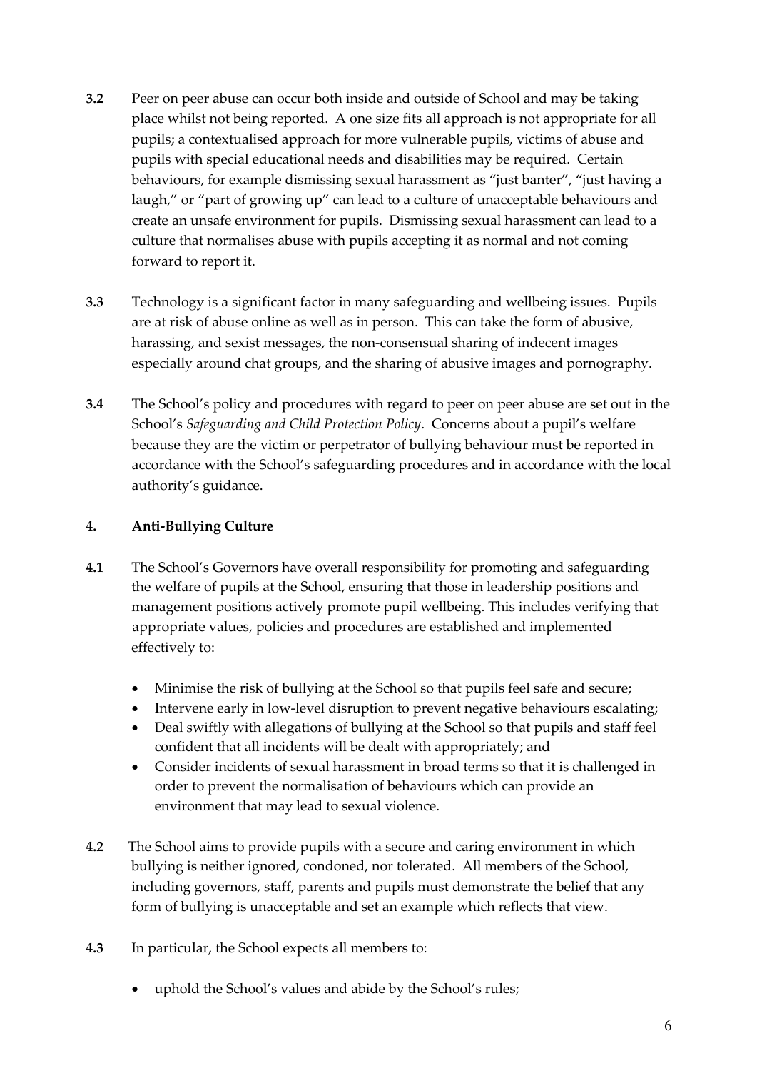**3.2** Peer on peer abuse can occur both inside and outside of School and may be taking place whilst not being reported. A one size fits all approach is not appropriate for all pupils; a contextualised approach for more vulnerable pupils, victims of abuse and pupils with special educational needs and disabilities may be required. Certain behaviours, for example dismissing sexual harassment as "just banter", "just having a laugh," or "part of growing up" can lead to a culture of unacceptable behaviours and create an unsafe environment for pupils. Dismissing sexual harassment can lead to a culture that normalises abuse with pupils accepting it as normal and not coming forward to report it.

**3.3** Technology is a significant factor in many safeguarding and wellbeing issues. Pupils are at risk of abuse online as well as in person. This can take the form of abusive, harassing, and sexist messages, the non-consensual sharing of indecent images especially around chat groups, and the sharing of abusive images and pornography.

**3.4** The School's policy and procedures with regard to peer on peer abuse are set out in the School's *Safeguarding and Child Protection Policy*. Concerns about a pupil's welfare because they are the victim or perpetrator of bullying behaviour must be reported in accordance with the School's safeguarding procedures and in accordance with the local authority's guidance.

## 4. Anti-Bullying Culture

**4.1** The School's Governors have overall responsibility for promoting and safeguarding the welfare of pupils at the School, ensuring that those in leadership positions and management positions actively promote pupil wellbeing. This includes verifying that appropriate values, policies and procedures are established and implemented effectively to:

- Minimise the risk of bullying at the School so that pupils feel safe and secure;
- Intervene early in low-level disruption to prevent negative behaviours escalating;
- Deal swiftly with allegations of bullying at the School so that pupils and staff feel confident that all incidents will be dealt with appropriately; and
- Consider incidents of sexual harassment in broad terms so that it is challenged in order to prevent the normalisation of behaviours which can provide an environment that may lead to sexual violence.

**4.2** The School aims to provide pupils with a secure and caring environment in which bullying is neither ignored, condoned, nor tolerated. All members of the School, including governors, staff, parents and pupils must demonstrate the belief that any form of bullying is unacceptable and set an example which reflects that view.

**4.3** In particular, the School expects all members to:

- uphold the School's values and abide by the School's rules;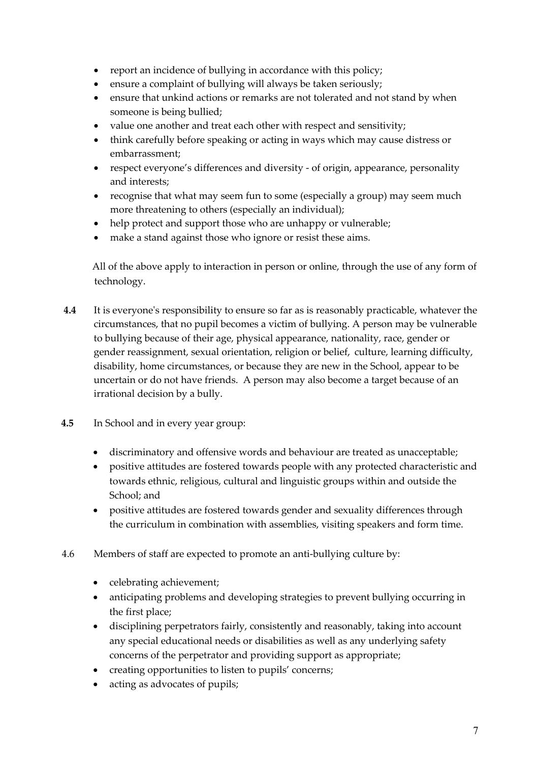- report an incidence of bullying in accordance with this policy;
- ensure a complaint of bullying will always be taken seriously;
- ensure that unkind actions or remarks are not tolerated and not stand by when someone is being bullied;
- value one another and treat each other with respect and sensitivity;
- think carefully before speaking or acting in ways which may cause distress or embarrassment;
- respect everyone's differences and diversity - of origin, appearance, personality and interests;
- recognise that what may seem fun to some (especially a group) may seem much more threatening to others (especially an individual);
- help protect and support those who are unhappy or vulnerable;
- make a stand against those who ignore or resist these aims.

All of the above apply to interaction in person or online, through the use of any form of technology.

**4.4** It is everyone's responsibility to ensure so far as is reasonably practicable, whatever the circumstances, that no pupil becomes a victim of bullying. A person may be vulnerable to bullying because of their age, physical appearance, nationality, race, gender or gender reassignment, sexual orientation, religion or belief, culture, learning difficulty, disability, home circumstances, or because they are new in the School, appear to be uncertain or do not have friends. A person may also become a target because of an irrational decision by a bully.

**4.5** In School and in every year group:

- discriminatory and offensive words and behaviour are treated as unacceptable;
- positive attitudes are fostered towards people with any protected characteristic and towards ethnic, religious, cultural and linguistic groups within and outside the School; and
- positive attitudes are fostered towards gender and sexuality differences through the curriculum in combination with assemblies, visiting speakers and form time.

4.6 Members of staff are expected to promote an anti-bullying culture by:

- celebrating achievement;
- anticipating problems and developing strategies to prevent bullying occurring in the first place;
- disciplining perpetrators fairly, consistently and reasonably, taking into account any special educational needs or disabilities as well as any underlying safety concerns of the perpetrator and providing support as appropriate;
- creating opportunities to listen to pupils' concerns;
- acting as advocates of pupils;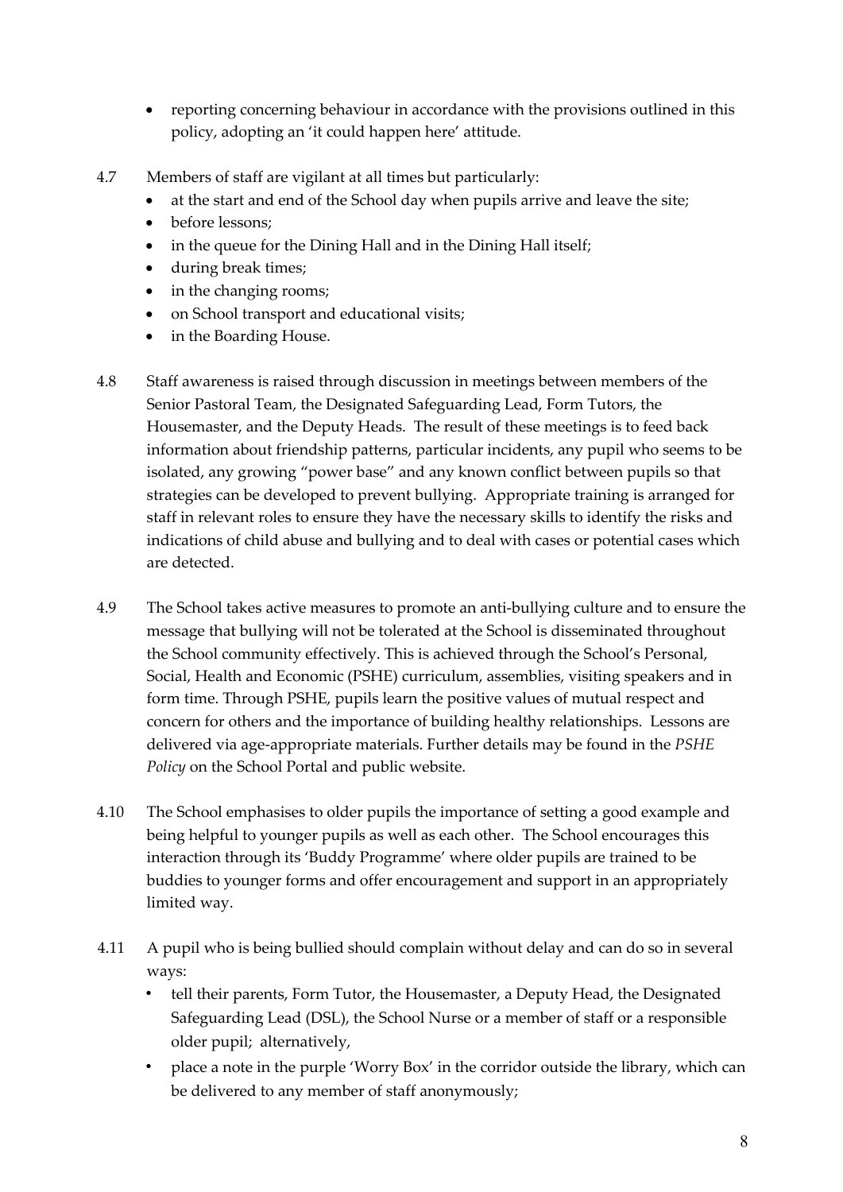- reporting concerning behaviour in accordance with the provisions outlined in this policy, adopting an 'it could happen here' attitude.

4.7 Members of staff are vigilant at all times but particularly:
- at the start and end of the School day when pupils arrive and leave the site;
- before lessons;
- in the queue for the Dining Hall and in the Dining Hall itself;
- during break times;
- in the changing rooms;
- on School transport and educational visits;
- in the Boarding House.

4.8 Staff awareness is raised through discussion in meetings between members of the Senior Pastoral Team, the Designated Safeguarding Lead, Form Tutors, the Housemaster, and the Deputy Heads. The result of these meetings is to feed back information about friendship patterns, particular incidents, any pupil who seems to be isolated, any growing "power base" and any known conflict between pupils so that strategies can be developed to prevent bullying. Appropriate training is arranged for staff in relevant roles to ensure they have the necessary skills to identify the risks and indications of child abuse and bullying and to deal with cases or potential cases which are detected.

4.9 The School takes active measures to promote an anti-bullying culture and to ensure the message that bullying will not be tolerated at the School is disseminated throughout the School community effectively. This is achieved through the School's Personal, Social, Health and Economic (PSHE) curriculum, assemblies, visiting speakers and in form time. Through PSHE, pupils learn the positive values of mutual respect and concern for others and the importance of building healthy relationships. Lessons are delivered via age-appropriate materials. Further details may be found in the *PSHE Policy* on the School Portal and public website.

4.10 The School emphasises to older pupils the importance of setting a good example and being helpful to younger pupils as well as each other. The School encourages this interaction through its 'Buddy Programme' where older pupils are trained to be buddies to younger forms and offer encouragement and support in an appropriately limited way.

4.11 A pupil who is being bullied should complain without delay and can do so in several ways:
- tell their parents, Form Tutor, the Housemaster, a Deputy Head, the Designated Safeguarding Lead (DSL), the School Nurse or a member of staff or a responsible older pupil; alternatively,
- place a note in the purple 'Worry Box' in the corridor outside the library, which can be delivered to any member of staff anonymously;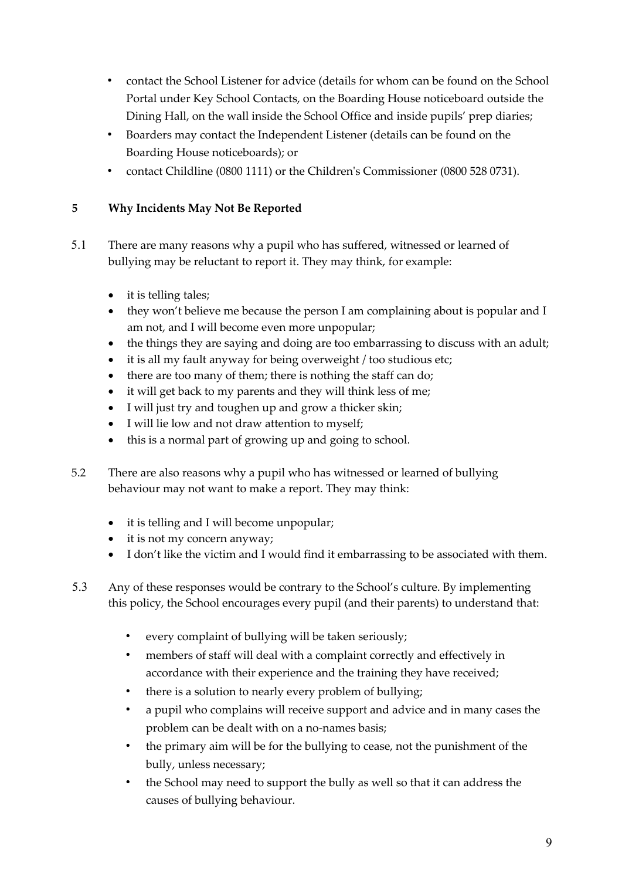- contact the School Listener for advice (details for whom can be found on the School Portal under Key School Contacts, on the Boarding House noticeboard outside the Dining Hall, on the wall inside the School Office and inside pupils' prep diaries;
- Boarders may contact the Independent Listener (details can be found on the Boarding House noticeboards); or
- contact Childline (0800 1111) or the Children's Commissioner (0800 528 0731).

## 5 Why Incidents May Not Be Reported

5.1 There are many reasons why a pupil who has suffered, witnessed or learned of bullying may be reluctant to report it. They may think, for example:

- it is telling tales;
- they won't believe me because the person I am complaining about is popular and I am not, and I will become even more unpopular;
- the things they are saying and doing are too embarrassing to discuss with an adult;
- it is all my fault anyway for being overweight / too studious etc;
- there are too many of them; there is nothing the staff can do;
- it will get back to my parents and they will think less of me;
- I will just try and toughen up and grow a thicker skin;
- I will lie low and not draw attention to myself;
- this is a normal part of growing up and going to school.

5.2 There are also reasons why a pupil who has witnessed or learned of bullying behaviour may not want to make a report. They may think:

- it is telling and I will become unpopular;
- it is not my concern anyway;
- I don't like the victim and I would find it embarrassing to be associated with them.

5.3 Any of these responses would be contrary to the School's culture. By implementing this policy, the School encourages every pupil (and their parents) to understand that:

- every complaint of bullying will be taken seriously;
- members of staff will deal with a complaint correctly and effectively in accordance with their experience and the training they have received;
- there is a solution to nearly every problem of bullying;
- a pupil who complains will receive support and advice and in many cases the problem can be dealt with on a no-names basis;
- the primary aim will be for the bullying to cease, not the punishment of the bully, unless necessary;
- the School may need to support the bully as well so that it can address the causes of bullying behaviour.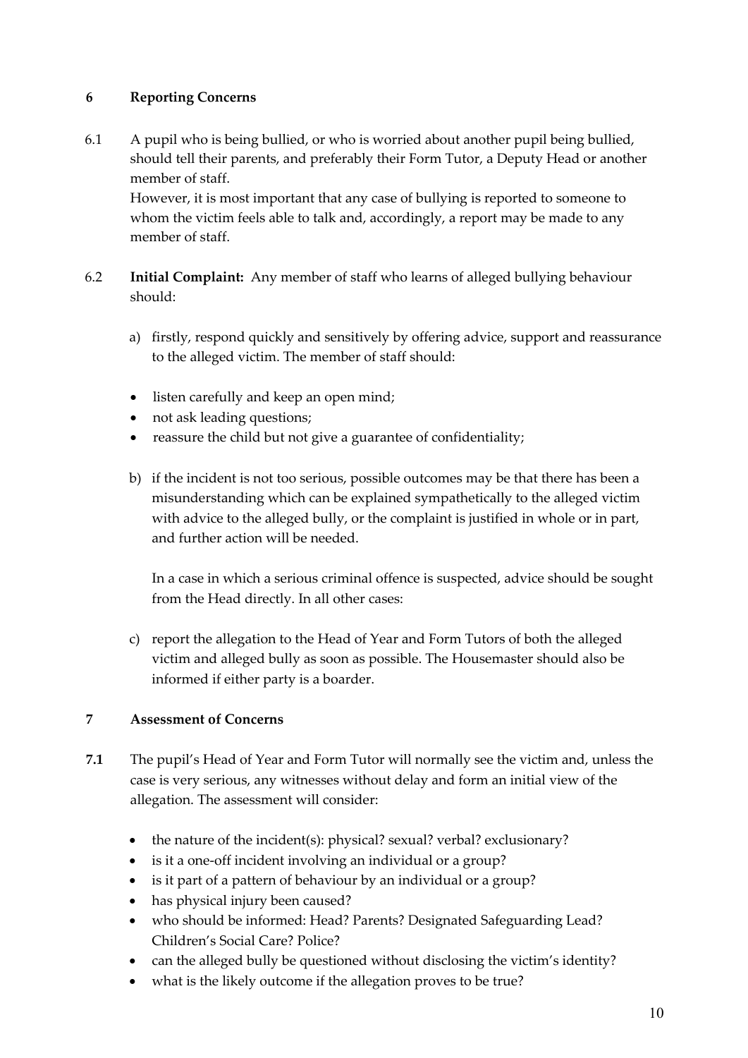## 6 Reporting Concerns

6.1 A pupil who is being bullied, or who is worried about another pupil being bullied, should tell their parents, and preferably their Form Tutor, a Deputy Head or another member of staff.

However, it is most important that any case of bullying is reported to someone to whom the victim feels able to talk and, accordingly, a report may be made to any member of staff.

6.2 **Initial Complaint:** Any member of staff who learns of alleged bullying behaviour should:

a) firstly, respond quickly and sensitively by offering advice, support and reassurance to the alleged victim. The member of staff should:

- listen carefully and keep an open mind;
- not ask leading questions;
- reassure the child but not give a guarantee of confidentiality;

b) if the incident is not too serious, possible outcomes may be that there has been a misunderstanding which can be explained sympathetically to the alleged victim with advice to the alleged bully, or the complaint is justified in whole or in part, and further action will be needed.

In a case in which a serious criminal offence is suspected, advice should be sought from the Head directly. In all other cases:

c) report the allegation to the Head of Year and Form Tutors of both the alleged victim and alleged bully as soon as possible. The Housemaster should also be informed if either party is a boarder.

## 7 Assessment of Concerns

**7.1** The pupil's Head of Year and Form Tutor will normally see the victim and, unless the case is very serious, any witnesses without delay and form an initial view of the allegation. The assessment will consider:

- the nature of the incident(s): physical? sexual? verbal? exclusionary?
- is it a one-off incident involving an individual or a group?
- is it part of a pattern of behaviour by an individual or a group?
- has physical injury been caused?
- who should be informed: Head? Parents? Designated Safeguarding Lead? Children's Social Care? Police?
- can the alleged bully be questioned without disclosing the victim's identity?
- what is the likely outcome if the allegation proves to be true?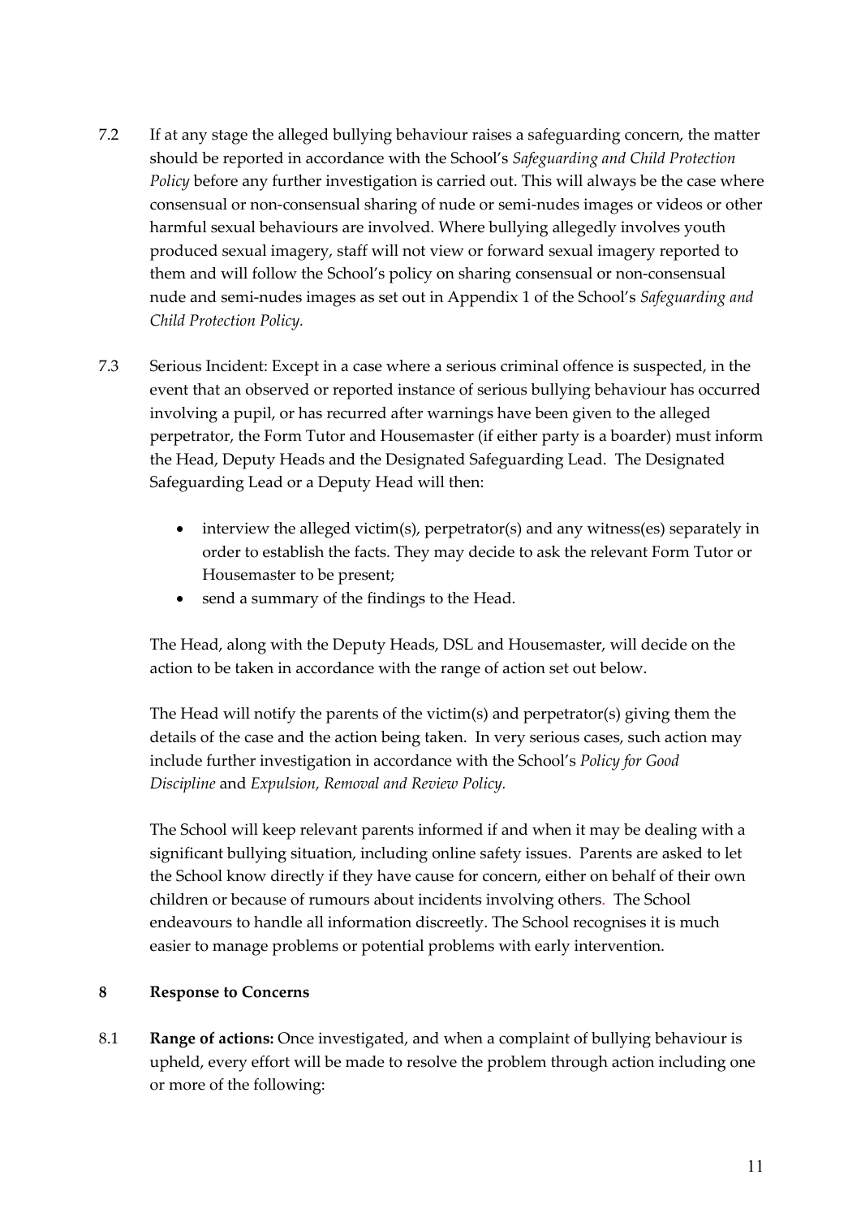7.2 If at any stage the alleged bullying behaviour raises a safeguarding concern, the matter should be reported in accordance with the School's *Safeguarding and Child Protection Policy* before any further investigation is carried out. This will always be the case where consensual or non-consensual sharing of nude or semi-nudes images or videos or other harmful sexual behaviours are involved. Where bullying allegedly involves youth produced sexual imagery, staff will not view or forward sexual imagery reported to them and will follow the School's policy on sharing consensual or non-consensual nude and semi-nudes images as set out in Appendix 1 of the School's *Safeguarding and Child Protection Policy.*

7.3 Serious Incident: Except in a case where a serious criminal offence is suspected, in the event that an observed or reported instance of serious bullying behaviour has occurred involving a pupil, or has recurred after warnings have been given to the alleged perpetrator, the Form Tutor and Housemaster (if either party is a boarder) must inform the Head, Deputy Heads and the Designated Safeguarding Lead. The Designated Safeguarding Lead or a Deputy Head will then:

- interview the alleged victim(s), perpetrator(s) and any witness(es) separately in order to establish the facts. They may decide to ask the relevant Form Tutor or Housemaster to be present;
- send a summary of the findings to the Head.

The Head, along with the Deputy Heads, DSL and Housemaster, will decide on the action to be taken in accordance with the range of action set out below.

The Head will notify the parents of the victim(s) and perpetrator(s) giving them the details of the case and the action being taken. In very serious cases, such action may include further investigation in accordance with the School's *Policy for Good Discipline* and *Expulsion, Removal and Review Policy.*

The School will keep relevant parents informed if and when it may be dealing with a significant bullying situation, including online safety issues. Parents are asked to let the School know directly if they have cause for concern, either on behalf of their own children or because of rumours about incidents involving others. The School endeavours to handle all information discreetly. The School recognises it is much easier to manage problems or potential problems with early intervention.

## 8 Response to Concerns

8.1 **Range of actions:** Once investigated, and when a complaint of bullying behaviour is upheld, every effort will be made to resolve the problem through action including one or more of the following: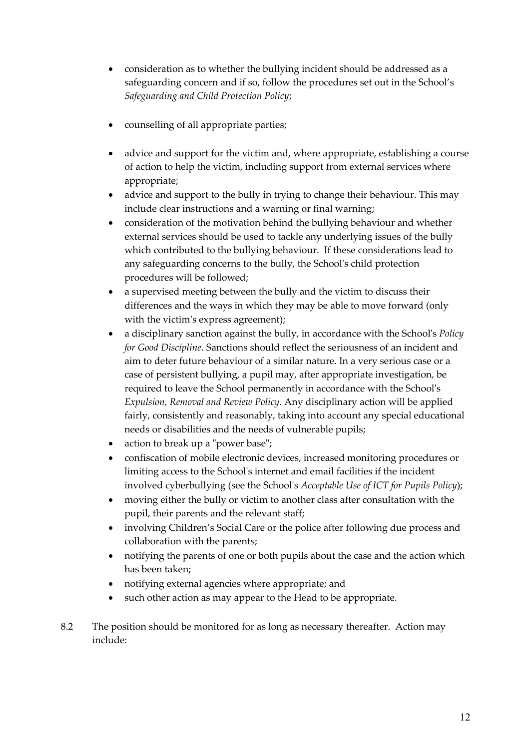- consideration as to whether the bullying incident should be addressed as a safeguarding concern and if so, follow the procedures set out in the School's *Safeguarding and Child Protection Policy*;

- counselling of all appropriate parties;

- advice and support for the victim and, where appropriate, establishing a course of action to help the victim, including support from external services where appropriate;
- advice and support to the bully in trying to change their behaviour. This may include clear instructions and a warning or final warning;
- consideration of the motivation behind the bullying behaviour and whether external services should be used to tackle any underlying issues of the bully which contributed to the bullying behaviour. If these considerations lead to any safeguarding concerns to the bully, the School's child protection procedures will be followed;
- a supervised meeting between the bully and the victim to discuss their differences and the ways in which they may be able to move forward (only with the victim's express agreement);
- a disciplinary sanction against the bully, in accordance with the School's *Policy for Good Discipline*. Sanctions should reflect the seriousness of an incident and aim to deter future behaviour of a similar nature. In a very serious case or a case of persistent bullying, a pupil may, after appropriate investigation, be required to leave the School permanently in accordance with the School's *Expulsion, Removal and Review Policy*. Any disciplinary action will be applied fairly, consistently and reasonably, taking into account any special educational needs or disabilities and the needs of vulnerable pupils;
- action to break up a "power base";
- confiscation of mobile electronic devices, increased monitoring procedures or limiting access to the School's internet and email facilities if the incident involved cyberbullying (see the School's *Acceptable Use of ICT for Pupils Policy*);
- moving either the bully or victim to another class after consultation with the pupil, their parents and the relevant staff;
- involving Children's Social Care or the police after following due process and collaboration with the parents;
- notifying the parents of one or both pupils about the case and the action which has been taken;
- notifying external agencies where appropriate; and
- such other action as may appear to the Head to be appropriate.

8.2 The position should be monitored for as long as necessary thereafter. Action may include: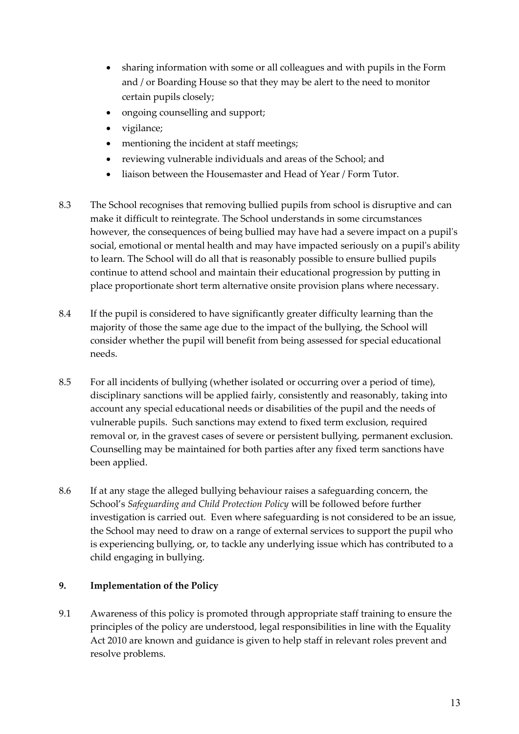- sharing information with some or all colleagues and with pupils in the Form and / or Boarding House so that they may be alert to the need to monitor certain pupils closely;
- ongoing counselling and support;
- vigilance;
- mentioning the incident at staff meetings;
- reviewing vulnerable individuals and areas of the School; and
- liaison between the Housemaster and Head of Year / Form Tutor.

8.3 The School recognises that removing bullied pupils from school is disruptive and can make it difficult to reintegrate. The School understands in some circumstances however, the consequences of being bullied may have had a severe impact on a pupil's social, emotional or mental health and may have impacted seriously on a pupil's ability to learn. The School will do all that is reasonably possible to ensure bullied pupils continue to attend school and maintain their educational progression by putting in place proportionate short term alternative onsite provision plans where necessary.

8.4 If the pupil is considered to have significantly greater difficulty learning than the majority of those the same age due to the impact of the bullying, the School will consider whether the pupil will benefit from being assessed for special educational needs.

8.5 For all incidents of bullying (whether isolated or occurring over a period of time), disciplinary sanctions will be applied fairly, consistently and reasonably, taking into account any special educational needs or disabilities of the pupil and the needs of vulnerable pupils. Such sanctions may extend to fixed term exclusion, required removal or, in the gravest cases of severe or persistent bullying, permanent exclusion. Counselling may be maintained for both parties after any fixed term sanctions have been applied.

8.6 If at any stage the alleged bullying behaviour raises a safeguarding concern, the School's *Safeguarding and Child Protection Policy* will be followed before further investigation is carried out. Even where safeguarding is not considered to be an issue, the School may need to draw on a range of external services to support the pupil who is experiencing bullying, or, to tackle any underlying issue which has contributed to a child engaging in bullying.

## 9. Implementation of the Policy

9.1 Awareness of this policy is promoted through appropriate staff training to ensure the principles of the policy are understood, legal responsibilities in line with the Equality Act 2010 are known and guidance is given to help staff in relevant roles prevent and resolve problems.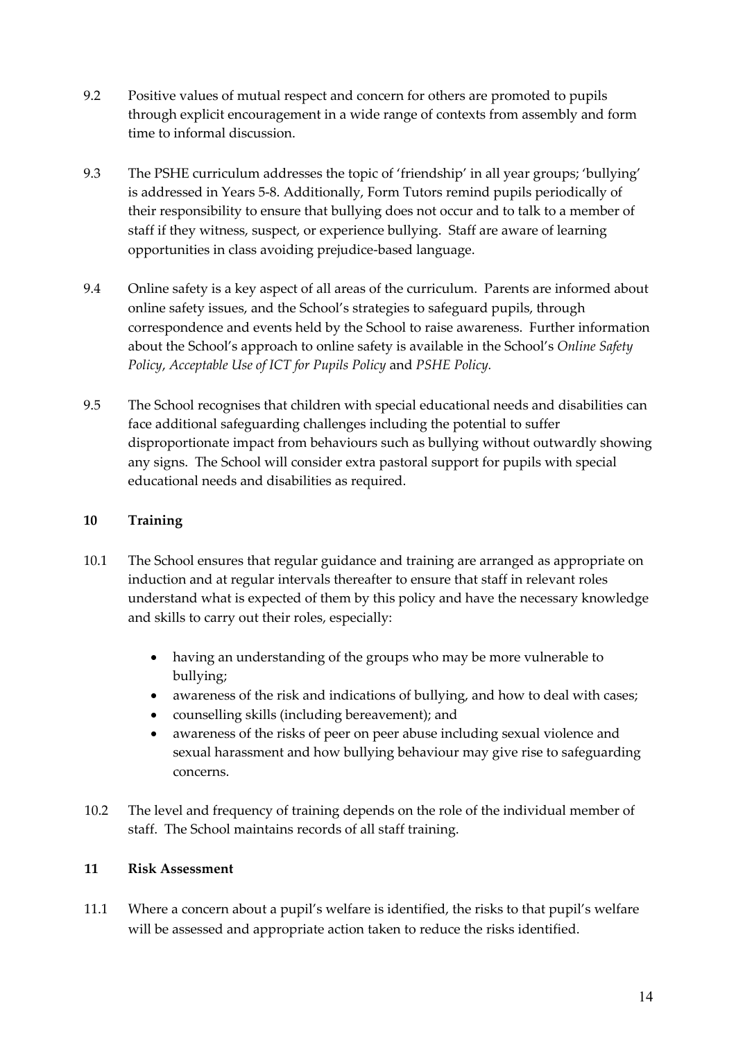9.2 Positive values of mutual respect and concern for others are promoted to pupils through explicit encouragement in a wide range of contexts from assembly and form time to informal discussion.

9.3 The PSHE curriculum addresses the topic of 'friendship' in all year groups; 'bullying' is addressed in Years 5-8. Additionally, Form Tutors remind pupils periodically of their responsibility to ensure that bullying does not occur and to talk to a member of staff if they witness, suspect, or experience bullying. Staff are aware of learning opportunities in class avoiding prejudice-based language.

9.4 Online safety is a key aspect of all areas of the curriculum. Parents are informed about online safety issues, and the School's strategies to safeguard pupils, through correspondence and events held by the School to raise awareness. Further information about the School's approach to online safety is available in the School's *Online Safety Policy*, *Acceptable Use of ICT for Pupils Policy* and *PSHE Policy.*

9.5 The School recognises that children with special educational needs and disabilities can face additional safeguarding challenges including the potential to suffer disproportionate impact from behaviours such as bullying without outwardly showing any signs. The School will consider extra pastoral support for pupils with special educational needs and disabilities as required.

## 10 Training

10.1 The School ensures that regular guidance and training are arranged as appropriate on induction and at regular intervals thereafter to ensure that staff in relevant roles understand what is expected of them by this policy and have the necessary knowledge and skills to carry out their roles, especially:

- having an understanding of the groups who may be more vulnerable to bullying;
- awareness of the risk and indications of bullying, and how to deal with cases;
- counselling skills (including bereavement); and
- awareness of the risks of peer on peer abuse including sexual violence and sexual harassment and how bullying behaviour may give rise to safeguarding concerns.

10.2 The level and frequency of training depends on the role of the individual member of staff. The School maintains records of all staff training.

## 11 Risk Assessment

11.1 Where a concern about a pupil's welfare is identified, the risks to that pupil's welfare will be assessed and appropriate action taken to reduce the risks identified.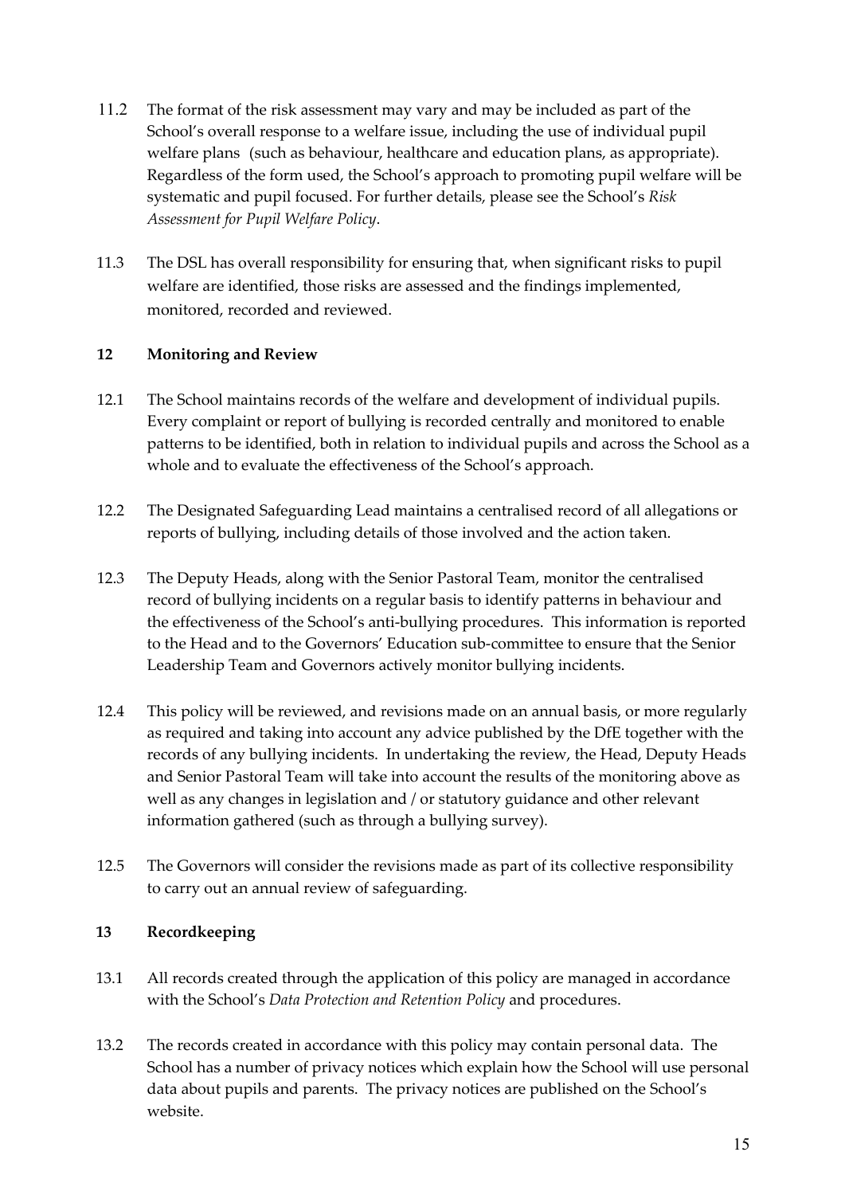11.2 The format of the risk assessment may vary and may be included as part of the School's overall response to a welfare issue, including the use of individual pupil welfare plans (such as behaviour, healthcare and education plans, as appropriate). Regardless of the form used, the School's approach to promoting pupil welfare will be systematic and pupil focused. For further details, please see the School's *Risk Assessment for Pupil Welfare Policy*.

11.3 The DSL has overall responsibility for ensuring that, when significant risks to pupil welfare are identified, those risks are assessed and the findings implemented, monitored, recorded and reviewed.

## 12 Monitoring and Review

12.1 The School maintains records of the welfare and development of individual pupils. Every complaint or report of bullying is recorded centrally and monitored to enable patterns to be identified, both in relation to individual pupils and across the School as a whole and to evaluate the effectiveness of the School's approach.

12.2 The Designated Safeguarding Lead maintains a centralised record of all allegations or reports of bullying, including details of those involved and the action taken.

12.3 The Deputy Heads, along with the Senior Pastoral Team, monitor the centralised record of bullying incidents on a regular basis to identify patterns in behaviour and the effectiveness of the School's anti-bullying procedures. This information is reported to the Head and to the Governors' Education sub-committee to ensure that the Senior Leadership Team and Governors actively monitor bullying incidents.

12.4 This policy will be reviewed, and revisions made on an annual basis, or more regularly as required and taking into account any advice published by the DfE together with the records of any bullying incidents. In undertaking the review, the Head, Deputy Heads and Senior Pastoral Team will take into account the results of the monitoring above as well as any changes in legislation and / or statutory guidance and other relevant information gathered (such as through a bullying survey).

12.5 The Governors will consider the revisions made as part of its collective responsibility to carry out an annual review of safeguarding.

## 13 Recordkeeping

13.1 All records created through the application of this policy are managed in accordance with the School's *Data Protection and Retention Policy* and procedures.

13.2 The records created in accordance with this policy may contain personal data. The School has a number of privacy notices which explain how the School will use personal data about pupils and parents. The privacy notices are published on the School's website.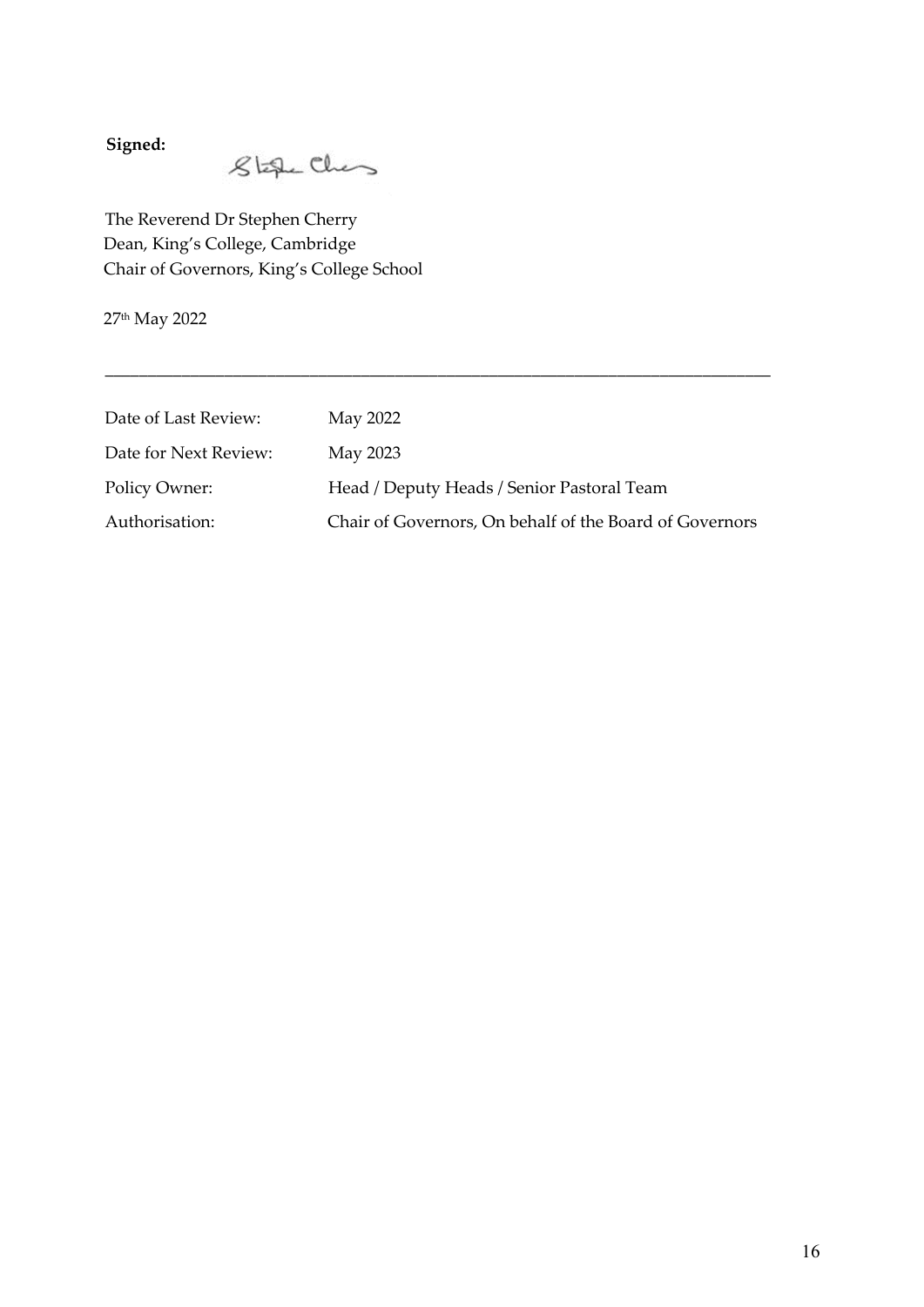**Signed:**

The Reverend Dr Stephen Cherry
Dean, King's College, Cambridge
Chair of Governors, King's College School

27th May 2022

---

| | |
|---|---|
| Date of Last Review: | May 2022 |
| Date for Next Review: | May 2023 |
| Policy Owner: | Head / Deputy Heads / Senior Pastoral Team |
| Authorisation: | Chair of Governors, On behalf of the Board of Governors |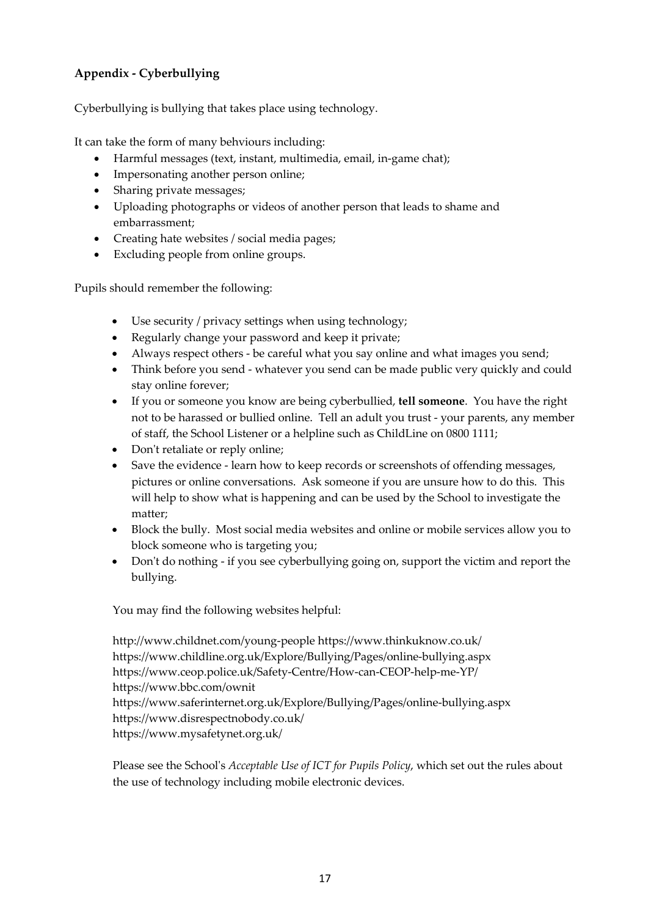**Appendix - Cyberbullying**

Cyberbullying is bullying that takes place using technology.

It can take the form of many behviours including:

- Harmful messages (text, instant, multimedia, email, in-game chat);
- Impersonating another person online;
- Sharing private messages;
- Uploading photographs or videos of another person that leads to shame and embarrassment;
- Creating hate websites / social media pages;
- Excluding people from online groups.

Pupils should remember the following:

- Use security / privacy settings when using technology;
- Regularly change your password and keep it private;
- Always respect others - be careful what you say online and what images you send;
- Think before you send - whatever you send can be made public very quickly and could stay online forever;
- If you or someone you know are being cyberbullied, **tell someone**. You have the right not to be harassed or bullied online. Tell an adult you trust - your parents, any member of staff, the School Listener or a helpline such as ChildLine on 0800 1111;
- Don't retaliate or reply online;
- Save the evidence - learn how to keep records or screenshots of offending messages, pictures or online conversations. Ask someone if you are unsure how to do this. This will help to show what is happening and can be used by the School to investigate the matter;
- Block the bully. Most social media websites and online or mobile services allow you to block someone who is targeting you;
- Don't do nothing - if you see cyberbullying going on, support the victim and report the bullying.

You may find the following websites helpful:

http://www.childnet.com/young-people https://www.thinkuknow.co.uk/
https://www.childline.org.uk/Explore/Bullying/Pages/online-bullying.aspx
https://www.ceop.police.uk/Safety-Centre/How-can-CEOP-help-me-YP/
https://www.bbc.com/ownit
https://www.saferinternet.org.uk/Explore/Bullying/Pages/online-bullying.aspx
https://www.disrespectnobody.co.uk/
https://www.mysafetynet.org.uk/

Please see the School's *Acceptable Use of ICT for Pupils Policy*, which set out the rules about the use of technology including mobile electronic devices.